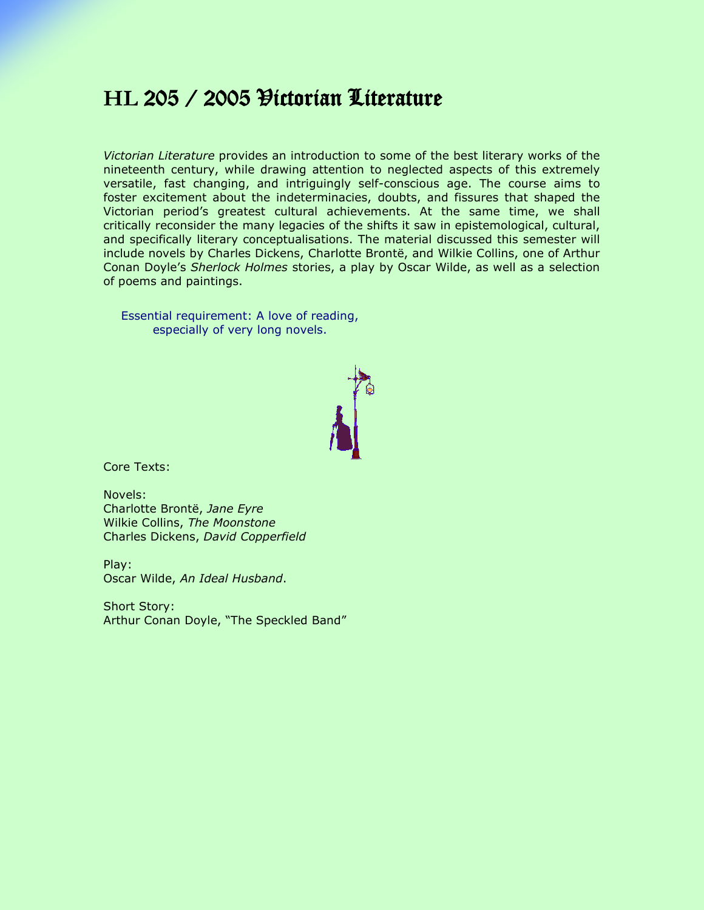# HL 205 / 2005 Victorian Literature

*Victorian Literature* provides an introduction to some of the best literary works of the nineteenth century, while drawing attention to neglected aspects of this extremely versatile, fast changing, and intriguingly self-conscious age. The course aims to foster excitement about the indeterminacies, doubts, and fissures that shaped the Victorian period's greatest cultural achievements. At the same time, we shall critically reconsider the many legacies of the shifts it saw in epistemological, cultural, and specifically literary conceptualisations. The material discussed this semester will include novels by Charles Dickens, Charlotte Brontë, and Wilkie Collins, one of Arthur Conan Doyle's *Sherlock Holmes* stories, a play by Oscar Wilde, as well as a selection of poems and paintings.

Essential requirement: A love of reading, especially of very long novels.

Core Texts:

Novels:
Charlotte Brontë, *Jane Eyre*
Wilkie Collins, *The Moonstone*
Charles Dickens, *David Copperfield*

Play:
Oscar Wilde, *An Ideal Husband*.

Short Story:
Arthur Conan Doyle, "The Speckled Band"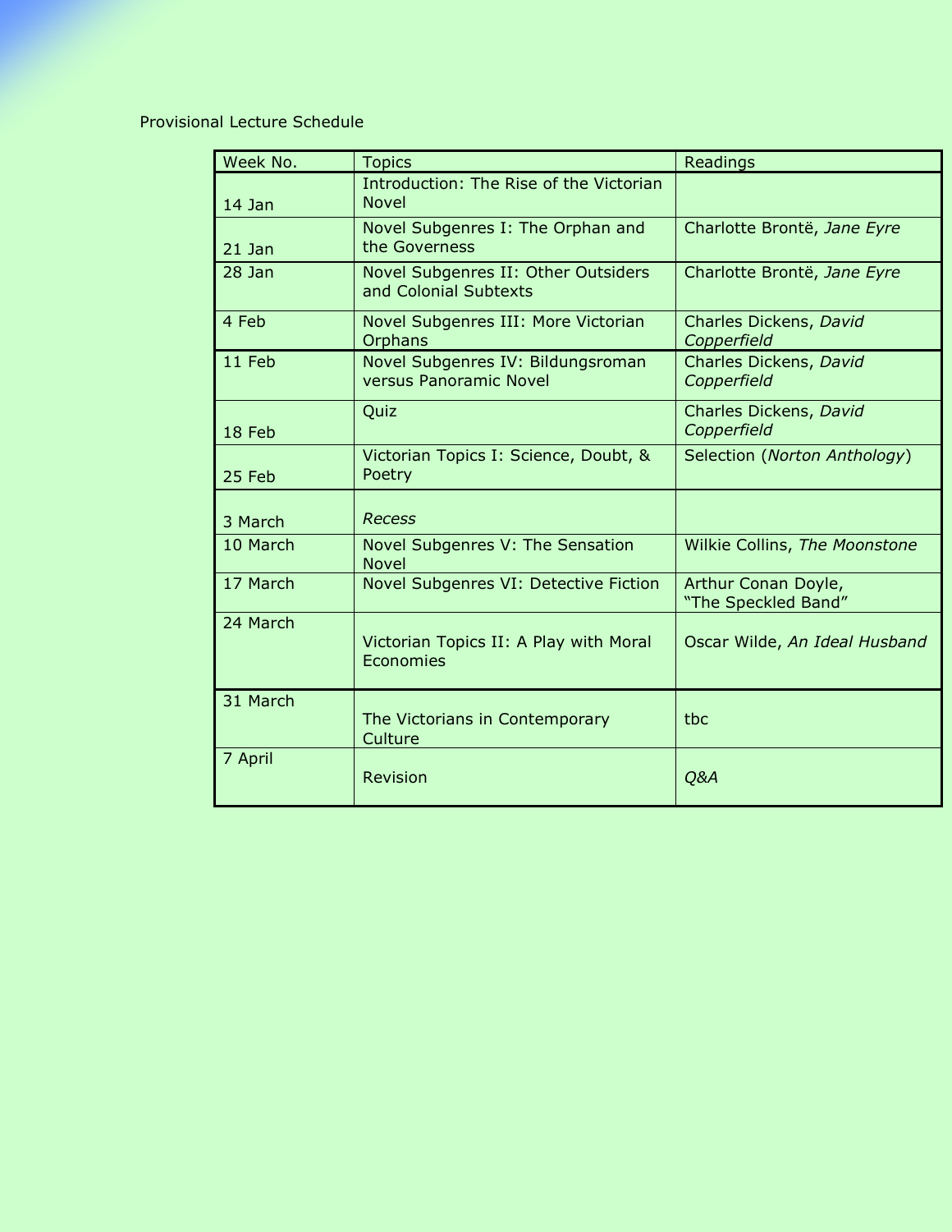Provisional Lecture Schedule

| Week No. | Topics | Readings |
|---|---|---|
| 14 Jan | Introduction: The Rise of the Victorian Novel | |
| 21 Jan | Novel Subgenres I: The Orphan and the Governess | Charlotte Brontë, *Jane Eyre* |
| 28 Jan | Novel Subgenres II: Other Outsiders and Colonial Subtexts | Charlotte Brontë, *Jane Eyre* |
| 4 Feb | Novel Subgenres III: More Victorian Orphans | Charles Dickens, *David Copperfield* |
| 11 Feb | Novel Subgenres IV: Bildungsroman versus Panoramic Novel | Charles Dickens, *David Copperfield* |
| 18 Feb | Quiz | Charles Dickens, *David Copperfield* |
| 25 Feb | Victorian Topics I: Science, Doubt, & Poetry | Selection (*Norton Anthology*) |
| 3 March | *Recess* | |
| 10 March | Novel Subgenres V: The Sensation Novel | Wilkie Collins, *The Moonstone* |
| 17 March | Novel Subgenres VI: Detective Fiction | Arthur Conan Doyle, "The Speckled Band" |
| 24 March | Victorian Topics II: A Play with Moral Economies | Oscar Wilde, *An Ideal Husband* |
| 31 March | The Victorians in Contemporary Culture | tbc |
| 7 April | Revision | *Q&A* |